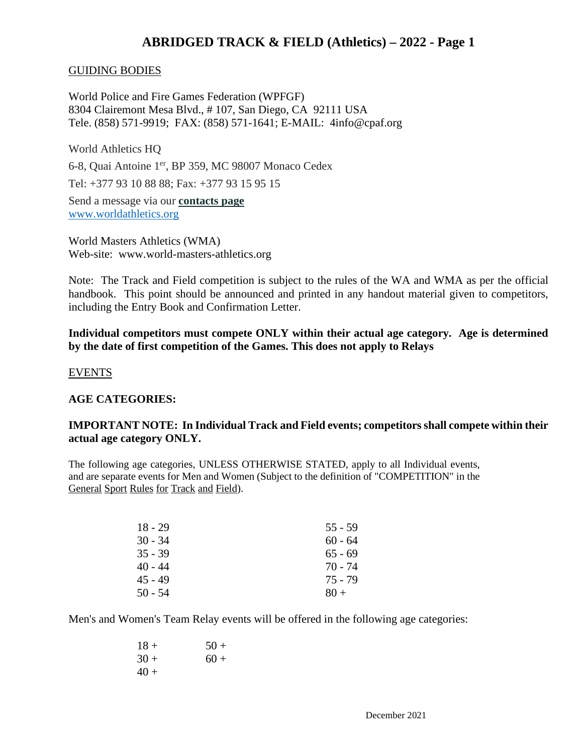# ABRIDGED TRACK & FIELD (Athletics) – 2022 - Page 1

## GUIDING BODIES

World Police and Fire Games Federation (WPFGF)
8304 Clairemont Mesa Blvd., # 107, San Diego, CA 92111 USA
Tele. (858) 571-9919; FAX: (858) 571-1641; E-MAIL: 4info@cpaf.org

World Athletics HQ

6-8, Quai Antoine 1er, BP 359, MC 98007 Monaco Cedex

Tel: +377 93 10 88 88; Fax: +377 93 15 95 15

Send a message via our **contacts page**
www.worldathletics.org

World Masters Athletics (WMA)
Web-site: www.world-masters-athletics.org

Note: The Track and Field competition is subject to the rules of the WA and WMA as per the official handbook. This point should be announced and printed in any handout material given to competitors, including the Entry Book and Confirmation Letter.

**Individual competitors must compete ONLY within their actual age category. Age is determined by the date of first competition of the Games. This does not apply to Relays**

## EVENTS

**AGE CATEGORIES:**

**IMPORTANT NOTE: In Individual Track and Field events; competitors shall compete within their actual age category ONLY.**

The following age categories, UNLESS OTHERWISE STATED, apply to all Individual events, and are separate events for Men and Women (Subject to the definition of "COMPETITION" in the General Sport Rules for Track and Field).

| | |
|---|---|
| 18 - 29 | 55 - 59 |
| 30 - 34 | 60 - 64 |
| 35 - 39 | 65 - 69 |
| 40 - 44 | 70 - 74 |
| 45 - 49 | 75 - 79 |
| 50 - 54 | 80 + |

Men's and Women's Team Relay events will be offered in the following age categories:

| | |
|---|---|
| 18 + | 50 + |
| 30 + | 60 + |
| 40 + | |

December 2021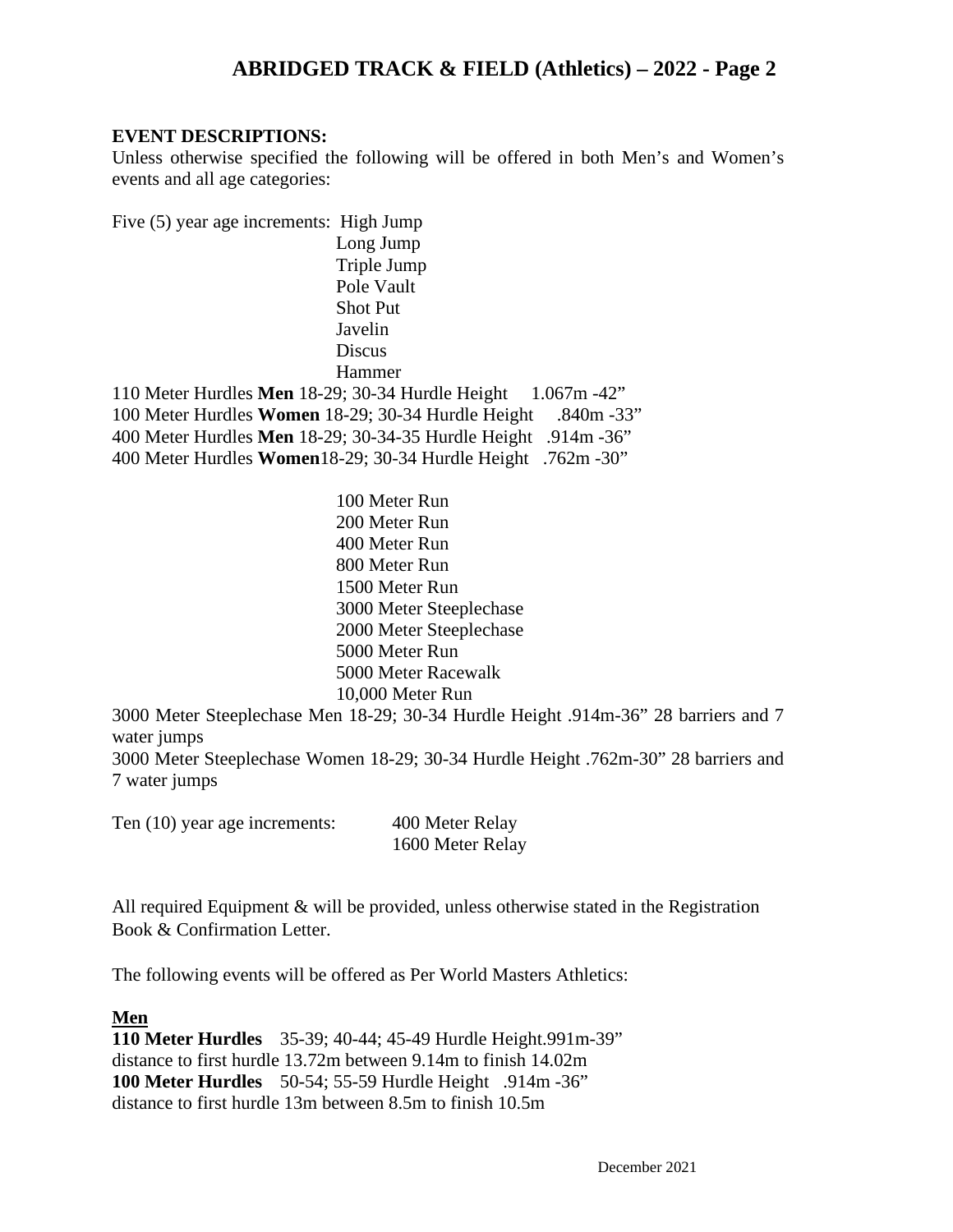**EVENT DESCRIPTIONS:**

Unless otherwise specified the following will be offered in both Men's and Women's events and all age categories:

Five (5) year age increments: High Jump
Long Jump
Triple Jump
Pole Vault
Shot Put
Javelin
Discus
Hammer

110 Meter Hurdles **Men** 18-29; 30-34 Hurdle Height 1.067m -42"
100 Meter Hurdles **Women** 18-29; 30-34 Hurdle Height .840m -33"
400 Meter Hurdles **Men** 18-29; 30-34-35 Hurdle Height .914m -36"
400 Meter Hurdles **Women**18-29; 30-34 Hurdle Height .762m -30"

100 Meter Run
200 Meter Run
400 Meter Run
800 Meter Run
1500 Meter Run
3000 Meter Steeplechase
2000 Meter Steeplechase
5000 Meter Run
5000 Meter Racewalk
10,000 Meter Run

3000 Meter Steeplechase Men 18-29; 30-34 Hurdle Height .914m-36" 28 barriers and 7 water jumps
3000 Meter Steeplechase Women 18-29; 30-34 Hurdle Height .762m-30" 28 barriers and 7 water jumps

Ten (10) year age increments: 400 Meter Relay
1600 Meter Relay

All required Equipment & will be provided, unless otherwise stated in the Registration Book & Confirmation Letter.

The following events will be offered as Per World Masters Athletics:

**Men**

**110 Meter Hurdles** 35-39; 40-44; 45-49 Hurdle Height.991m-39"
distance to first hurdle 13.72m between 9.14m to finish 14.02m
**100 Meter Hurdles** 50-54; 55-59 Hurdle Height .914m -36"
distance to first hurdle 13m between 8.5m to finish 10.5m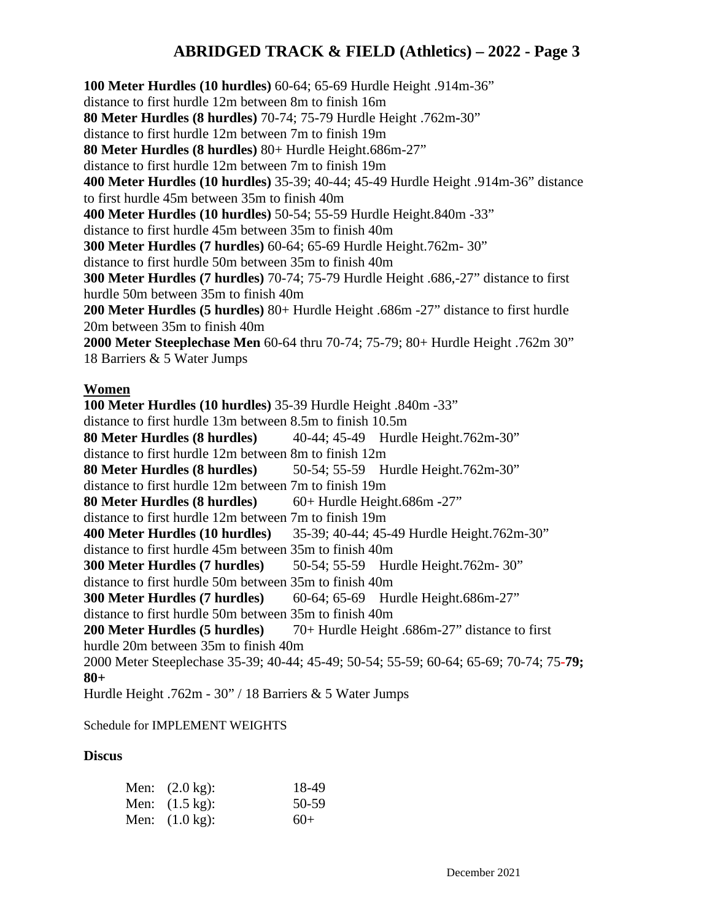**100 Meter Hurdles (10 hurdles)** 60-64; 65-69 Hurdle Height .914m-36"
distance to first hurdle 12m between 8m to finish 16m
**80 Meter Hurdles (8 hurdles)** 70-74; 75-79 Hurdle Height .762m-30"
distance to first hurdle 12m between 7m to finish 19m
**80 Meter Hurdles (8 hurdles)** 80+ Hurdle Height.686m-27"
distance to first hurdle 12m between 7m to finish 19m
**400 Meter Hurdles (10 hurdles)** 35-39; 40-44; 45-49 Hurdle Height .914m-36" distance to first hurdle 45m between 35m to finish 40m
**400 Meter Hurdles (10 hurdles)** 50-54; 55-59 Hurdle Height.840m -33"
distance to first hurdle 45m between 35m to finish 40m
**300 Meter Hurdles (7 hurdles)** 60-64; 65-69 Hurdle Height.762m- 30"
distance to first hurdle 50m between 35m to finish 40m
**300 Meter Hurdles (7 hurdles)** 70-74; 75-79 Hurdle Height .686,-27" distance to first hurdle 50m between 35m to finish 40m
**200 Meter Hurdles (5 hurdles)** 80+ Hurdle Height .686m -27" distance to first hurdle 20m between 35m to finish 40m
**2000 Meter Steeplechase Men** 60-64 thru 70-74; 75-79; 80+ Hurdle Height .762m 30"
18 Barriers & 5 Water Jumps

## Women

**100 Meter Hurdles (10 hurdles)** 35-39 Hurdle Height .840m -33"
distance to first hurdle 13m between 8.5m to finish 10.5m
**80 Meter Hurdles (8 hurdles)** 40-44; 45-49 Hurdle Height.762m-30"
distance to first hurdle 12m between 8m to finish 12m
**80 Meter Hurdles (8 hurdles)** 50-54; 55-59 Hurdle Height.762m-30"
distance to first hurdle 12m between 7m to finish 19m
**80 Meter Hurdles (8 hurdles)** 60+ Hurdle Height.686m -27"
distance to first hurdle 12m between 7m to finish 19m
**400 Meter Hurdles (10 hurdles)** 35-39; 40-44; 45-49 Hurdle Height.762m-30"
distance to first hurdle 45m between 35m to finish 40m
**300 Meter Hurdles (7 hurdles)** 50-54; 55-59 Hurdle Height.762m- 30"
distance to first hurdle 50m between 35m to finish 40m
**300 Meter Hurdles (7 hurdles)** 60-64; 65-69 Hurdle Height.686m-27"
distance to first hurdle 50m between 35m to finish 40m
**200 Meter Hurdles (5 hurdles)** 70+ Hurdle Height .686m-27" distance to first hurdle 20m between 35m to finish 40m
2000 Meter Steeplechase 35-39; 40-44; 45-49; 50-54; 55-59; 60-64; 65-69; 70-74; 75-**79; 80+**
Hurdle Height .762m - 30" / 18 Barriers & 5 Water Jumps

Schedule for IMPLEMENT WEIGHTS

### Discus

| | |
|---|---|
| Men: (2.0 kg): | 18-49 |
| Men: (1.5 kg): | 50-59 |
| Men: (1.0 kg): | 60+ |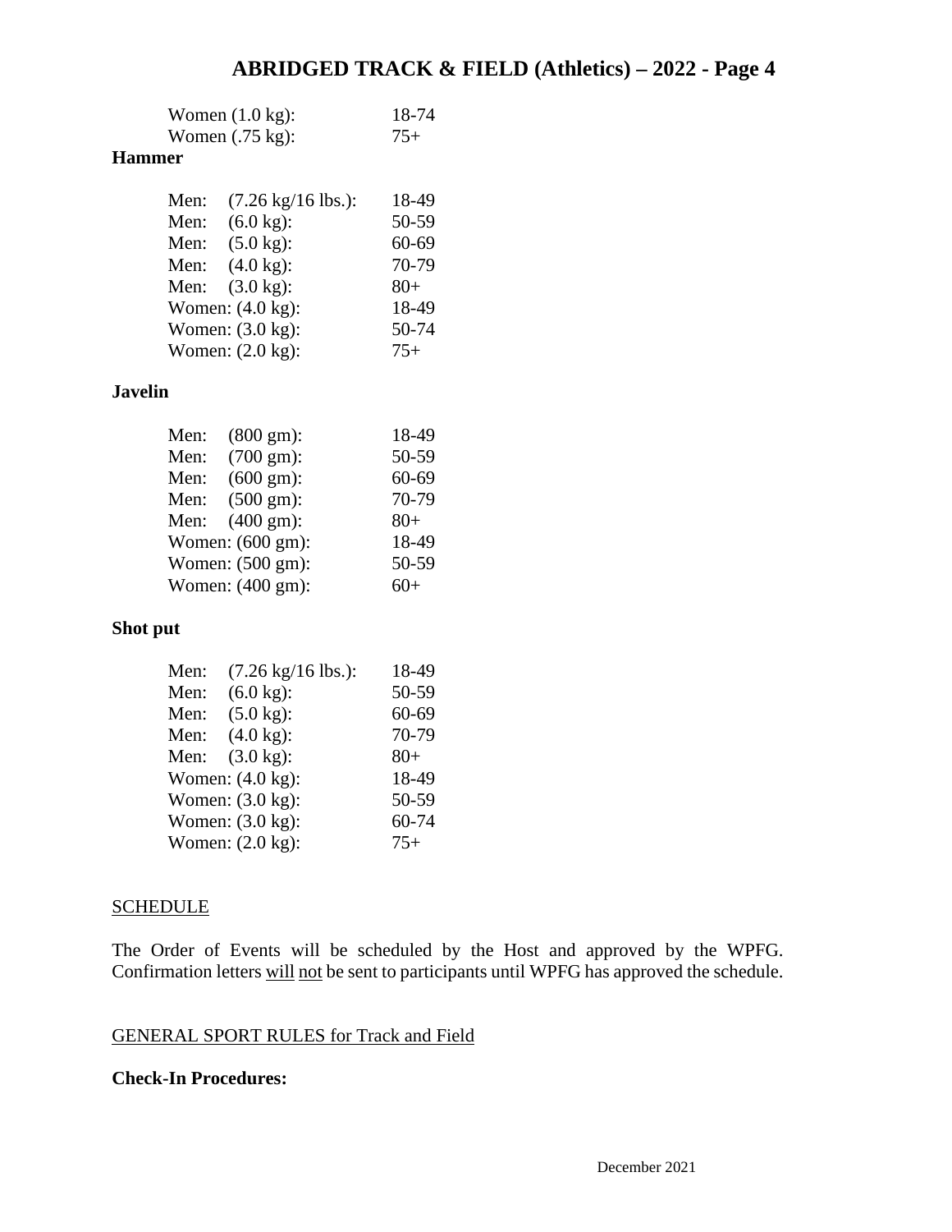| | |
|---|---|
| Women (1.0 kg): | 18-74 |
| Women (.75 kg): | 75+ |

**Hammer**

| | |
|---|---|
| Men: (7.26 kg/16 lbs.): | 18-49 |
| Men: (6.0 kg): | 50-59 |
| Men: (5.0 kg): | 60-69 |
| Men: (4.0 kg): | 70-79 |
| Men: (3.0 kg): | 80+ |
| Women: (4.0 kg): | 18-49 |
| Women: (3.0 kg): | 50-74 |
| Women: (2.0 kg): | 75+ |

**Javelin**

| | |
|---|---|
| Men: (800 gm): | 18-49 |
| Men: (700 gm): | 50-59 |
| Men: (600 gm): | 60-69 |
| Men: (500 gm): | 70-79 |
| Men: (400 gm): | 80+ |
| Women: (600 gm): | 18-49 |
| Women: (500 gm): | 50-59 |
| Women: (400 gm): | 60+ |

**Shot put**

| | |
|---|---|
| Men: (7.26 kg/16 lbs.): | 18-49 |
| Men: (6.0 kg): | 50-59 |
| Men: (5.0 kg): | 60-69 |
| Men: (4.0 kg): | 70-79 |
| Men: (3.0 kg): | 80+ |
| Women: (4.0 kg): | 18-49 |
| Women: (3.0 kg): | 50-59 |
| Women: (3.0 kg): | 60-74 |
| Women: (2.0 kg): | 75+ |

## SCHEDULE

The Order of Events will be scheduled by the Host and approved by the WPFG. Confirmation letters will not be sent to participants until WPFG has approved the schedule.

## GENERAL SPORT RULES for Track and Field

**Check-In Procedures:**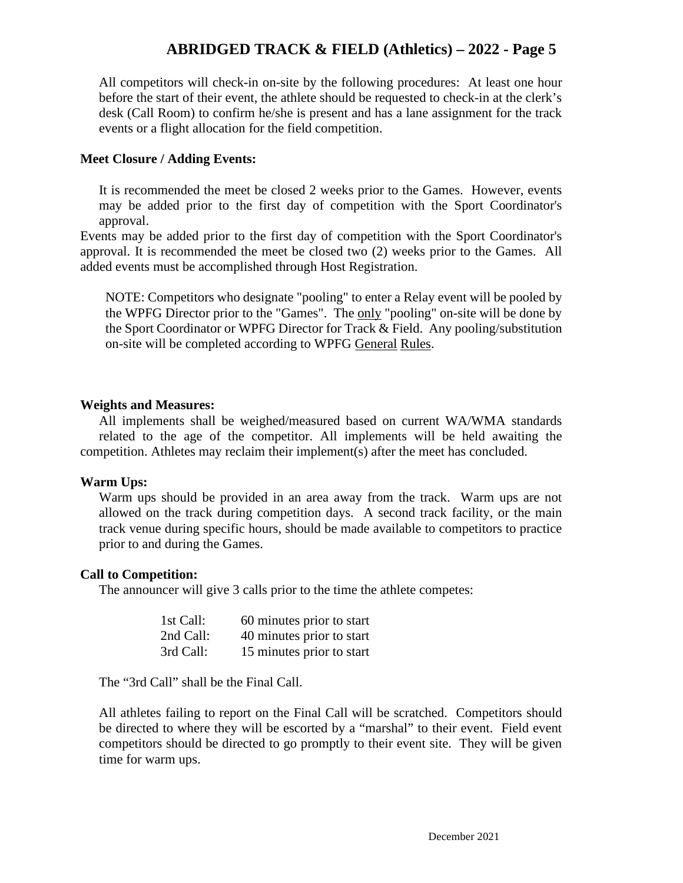All competitors will check-in on-site by the following procedures: At least one hour before the start of their event, the athlete should be requested to check-in at the clerk's desk (Call Room) to confirm he/she is present and has a lane assignment for the track events or a flight allocation for the field competition.

**Meet Closure / Adding Events:**

It is recommended the meet be closed 2 weeks prior to the Games. However, events may be added prior to the first day of competition with the Sport Coordinator's approval.

Events may be added prior to the first day of competition with the Sport Coordinator's approval. It is recommended the meet be closed two (2) weeks prior to the Games. All added events must be accomplished through Host Registration.

NOTE: Competitors who designate "pooling" to enter a Relay event will be pooled by the WPFG Director prior to the "Games". The only "pooling" on-site will be done by the Sport Coordinator or WPFG Director for Track & Field. Any pooling/substitution on-site will be completed according to WPFG General Rules.

**Weights and Measures:**

All implements shall be weighed/measured based on current WA/WMA standards related to the age of the competitor. All implements will be held awaiting the competition. Athletes may reclaim their implement(s) after the meet has concluded.

**Warm Ups:**

Warm ups should be provided in an area away from the track. Warm ups are not allowed on the track during competition days. A second track facility, or the main track venue during specific hours, should be made available to competitors to practice prior to and during the Games.

**Call to Competition:**

The announcer will give 3 calls prior to the time the athlete competes:

| | |
|---|---|
| 1st Call: | 60 minutes prior to start |
| 2nd Call: | 40 minutes prior to start |
| 3rd Call: | 15 minutes prior to start |

The "3rd Call" shall be the Final Call.

All athletes failing to report on the Final Call will be scratched. Competitors should be directed to where they will be escorted by a "marshal" to their event. Field event competitors should be directed to go promptly to their event site. They will be given time for warm ups.